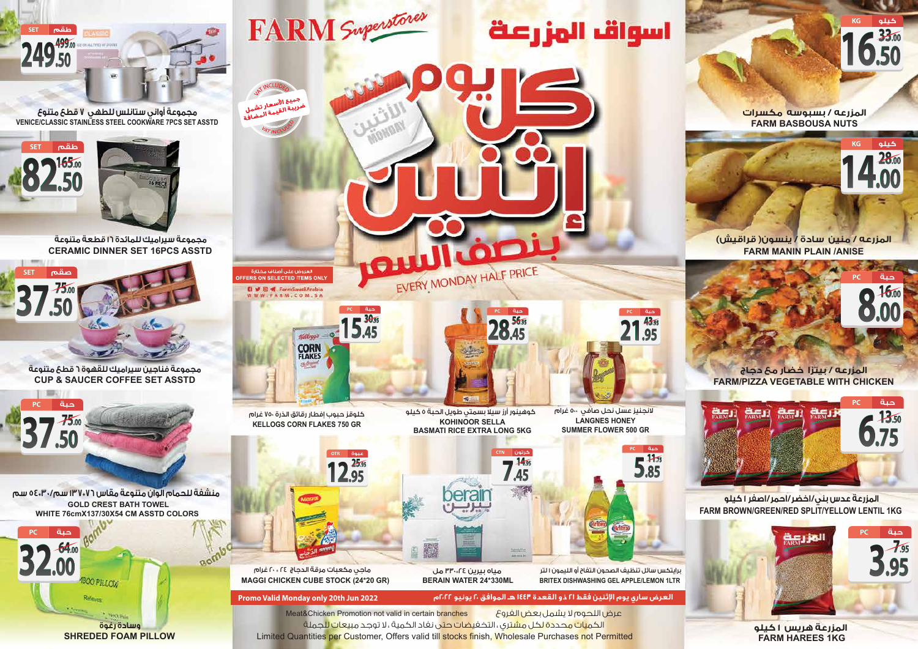# FARM Superstores اسواق المزرعة

# كل يوم إثنين بنصف السعر

## EVERY MONDAY HALF PRICE

جميع الأسعار تشمل ضريبة القيمة المضافة
VAT INCLUDED

العروض على أصناف مختارة
OFFERS ON SELECTED ITEMS ONLY

FarmSaudiArabia
WWW.FARM.COM.SA

| Product | Unit | Old Price | Offer Price |
|---|---|---|---|
| مجموعة أواني ستانلس للطهي ٧ قطع متنوعة<br>VENICE/CLASSIC STAINLESS STEEL COOKWARE 7PCS SET ASSTD | SET طقم | 499.00 | 249.50 |
| مجموعة سيراميك للمائدة ١٦ قطعة متنوعة<br>CERAMIC DINNER SET 16PCS ASSTD | SET طقم | 165.00 | 82.50 |
| مجموعة فناجين سيراميك للقهوة ٦ قطع متنوعة<br>CUP & SAUCER COFFEE SET ASSTD | SET طقم | 75.00 | 37.50 |
| منشفة للحمام الوان متنوعة مقاس ٧٦×١٣٧/٣٠×٥٤ سم<br>GOLD CREST BATH TOWEL<br>WHITE 76cmX137/30X54 CM ASSTD COLORS | PC حبة | 75.00 | 37.50 |
| وسادة رغوة<br>SHREDED FOAM PILLOW | PC حبة | 64.00 | 32.00 |
| كلوقز حبوب إفطار رقائق الذرة ٧٥٠ غرام<br>KELLOGS CORN FLAKES 750 GR | PC حبة | 30.95 | 15.45 |
| كوهينور أرز سيلا بسمتي طويل الحبة ٥ كيلو<br>KOHINOOR SELLA BASMATI RICE EXTRA LONG 5KG | PC حبة | 56.95 | 28.45 |
| لانجنيز عسل نحل صافي ٥٠٠ غرام<br>LANGNES HONEY SUMMER FLOWER 500 GR | PC حبة | 43.95 | 21.95 |
| ماجي مكعبات مرقة الدجاج ٢٤×٢٠ غرام<br>MAGGI CHICKEN CUBE STOCK (24*20 GR) | CTR عبوة | 25.95 | 12.95 |
| مياه بيرين ٢٤×٣٣٠ مل<br>BERAIN WATER 24*330ML | CTN كرتون | 14.95 | 7.45 |
| برايتكس سائل تنظيف الصحون التفاح أو الليمون ١ لتر<br>BRITEX DISHWASHING GEL APPLE/LEMON 1LTR | PC حبة | 11.75 | 5.85 |
| المزرعة / بسبوسة مكسرات<br>FARM BASBOUSA NUTS | KG كيلو | 33.00 | 16.50 |
| المزرعة / منين سادة / ينسون( قراقيش)<br>FARM MANIN PLAIN /ANISE | KG كيلو | 28.00 | 14.00 |
| المزرعة / بيتزا خضار مع دجاج<br>FARM/PIZZA VEGETABLE WITH CHICKEN | PC حبة | 16.00 | 8.00 |
| المزرعة عدس بني/اخضر/احمر/اصفر ١ كيلو<br>FARM BROWN/GREEN/RED SPLIT/YELLOW LENTIL 1KG | PC حبة | 13.50 | 6.75 |
| المزرعة هريس ١ كيلو<br>FARM HAREES 1KG | PC حبة | 7.95 | 3.95 |

**Promo Valid Monday only 20th Jun 2022**
**العرض ساري يوم الإثنين فقط ٢١ ذو القعدة ١٤٤٣ هـ الموافق ٢٠ يونيو ٢٠٢٢م**

Meat&Chicken Promotion not valid in certain branches
عرض اللحوم لا يشمل بعض الفروع
الكميات محددة لكل مشتري، التخفيضات حتى نفاد الكمية، لا توجد مبيعات للجملة
Limited Quantities per Customer, Offers valid till stocks finish, Wholesale Purchases not Permitted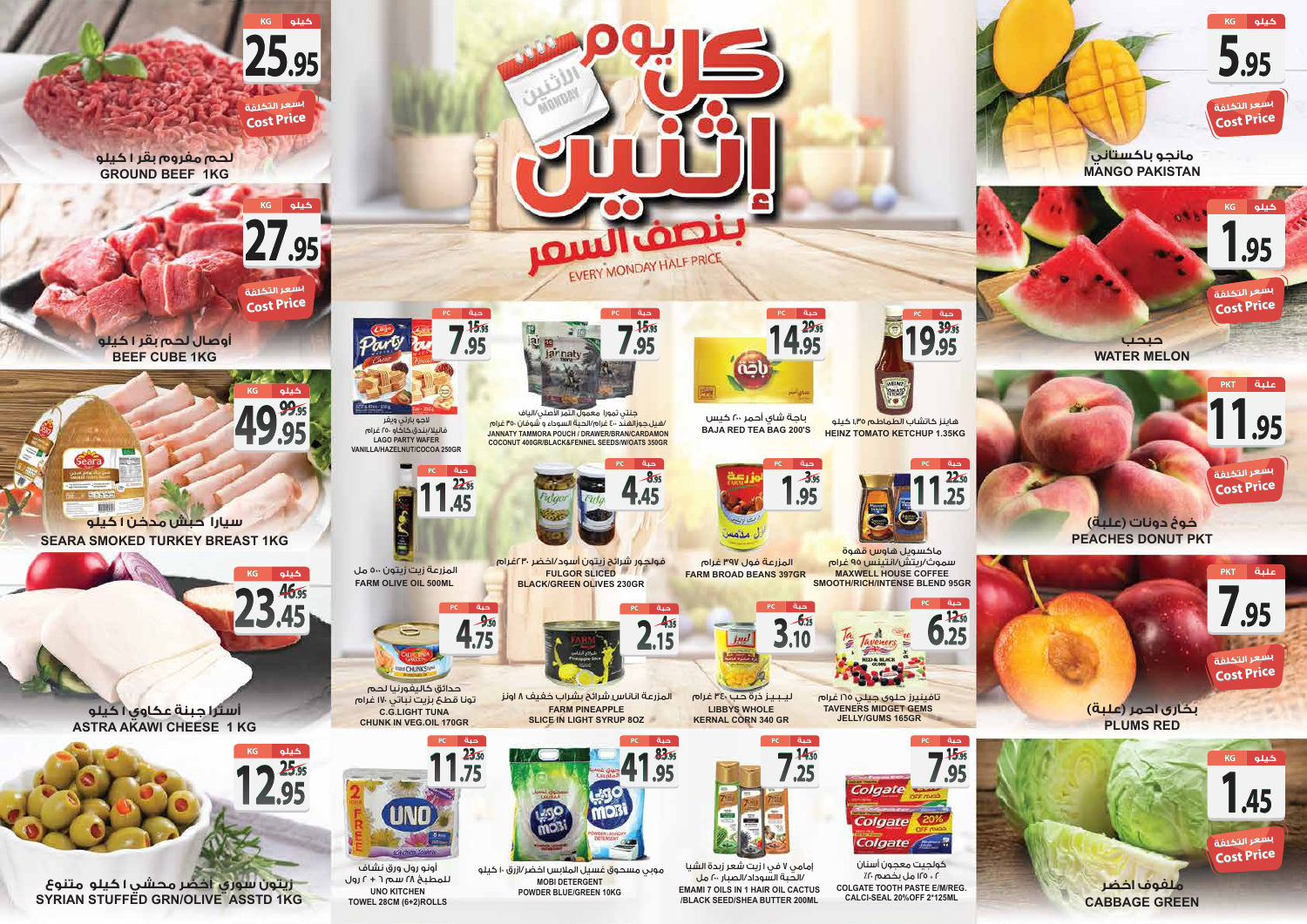# كل يوم إثنين بنصف السعر

EVERY MONDAY HALF PRICE

الاثنين MONDAY

## لحم مفروم بقر ١ كيلو
GROUND BEEF 1KG
كيلو KG 25.95
بسعر التكلفة Cost Price

## أوصال لحم بقر ١ كيلو
BEEF CUBE 1KG
كيلو KG 27.95
بسعر التكلفة Cost Price

## سيارا حبش مدخن ١ كيلو
SEARA SMOKED TURKEY BREAST 1KG
كيلو KG 49.95 (99.95)

## أسترا جبنة عكاوي ١ كيلو
ASTRA AKAWI CHEESE 1 KG
كيلو KG 23.45 (46.95)

## زيتون سوري أخضر محشي ١ كيلو متنوع
SYRIAN STUFFED GRN/OLIVE ASSTD 1KG
كيلو KG 12.95 (25.95)

## لاجو بارتي ويفر فانيلا/بندق/كاكاو ٢٥٠ غرام
LAGO PARTY WAFER VANILLA/HAZELNUT/COCOA 250GR
حبة PC 7.95 (15.95)

## جنتي تمورا معمول التمر الأصلي/الياف/هيل/جوزالهند ٤٠٠ غرام/الحبة السوداء و شومان ٣٥٠ غرام
JANNATY TAMMORA POUCH / DRAWER/BRAN/CARDAMON COCONUT 400GR/BLACK&FENNEL SEEDS/W/OATS 350GR
حبة PC 7.95 (15.95)

## باجة شاي أحمر ٢٠٠ كيس
BAJA RED TEA BAG 200'S
حبة PC 14.95 (29.95)

## هاينز كاتشاب الطماطم ١,٣٥ كيلو
HEINZ TOMATO KETCHUP 1.35KG
حبة PC 19.95 (39.95)

## المزرعة زيت زيتون ٥٠٠ مل
FARM OLIVE OIL 500ML
حبة PC 11.45 (22.95)

## فولجور شرائح زيتون أسود/أخضر ٢٣٠ غرام
FULGOR SLICED BLACK/GREEN OLIVES 230GR
حبة PC 4.45 (8.95)

## المزرعة فول ٣٩٧ غرام
FARM BROAD BEANS 397GR
حبة PC 1.95 (3.95)

## ماكسويل هاوس قهوة سموث/ريش/انتينس ٩٥ غرام
MAXWELL HOUSE COFFEE SMOOTH/RICH/INTENSE BLEND 95GR
حبة PC 11.25 (22.50)

## حدائق كاليفورنيا لحم تونا قطع بزيت نباتي ١٧٠ غرام
C.G.LIGHT TUNA CHUNK IN VEG.OIL 170GR
حبة PC 4.75 (9.50)

## المزرعة اناناس شرائح بشراب خفيف ٨ اونز
FARM PINEAPPLE SLICE IN LIGHT SYRUP 8OZ
حبة PC 2.15 (4.35)

## ليبيز ذرة حب ٣٤٠ غرام
LIBBYS WHOLE KERNAL CORN 340 GR
حبة PC 3.10 (6.25)

## تافينيرز حلوى جيلي ١٦٥ غرام
TAVENERS MIDGET GEMS JELLY/GUMS 165GR
حبة PC 6.25 (12.50)

## أونو رول ورق نشاف للمطبخ ٢٨ سم ٦ + ٢ رول
UNO KITCHEN TOWEL 28CM (6+2)ROLLS
حبة PC 11.75 (23.50)

## موبي مسحوق غسيل الملابس اخضر/أزرق ١٠ كيلو
MOBI DETERGENT POWDER BLUE/GREEN 10KG
حبة PC 41.95 (83.95)

## إمامي ٧ في ١ زيت شعر زبدة الشيا/الحبة السوداء/الصبار ٢٠٠ مل
EMAMI 7 OILS IN 1 HAIR OIL CACTUS /BLACK SEED/SHEA BUTTER 200ML
حبة PC 7.25 (14.50)

## كولجيت معجون أسنان ٢ × ١٢٥ مل بخصم ٢٠٪
COLGATE TOOTH PASTE E/M/REG. CALCI-SEAL 20%OFF 2*125ML
حبة PC 7.95 (15.95)

## مانجو باكستاني
MANGO PAKISTAN
كيلو KG 5.95
بسعر التكلفة Cost Price

## حبحب
WATER MELON
كيلو KG 1.95
بسعر التكلفة Cost Price

## خوخ دونات (علبة)
PEACHES DONUT PKT
علبة PKT 11.95
بسعر التكلفة Cost Price

## بخارى احمر (علبة)
PLUMS RED
علبة PKT 7.95
بسعر التكلفة Cost Price

## ملفوف اخضر
CABBAGE GREEN
كيلو KG 1.45
بسعر التكلفة Cost Price